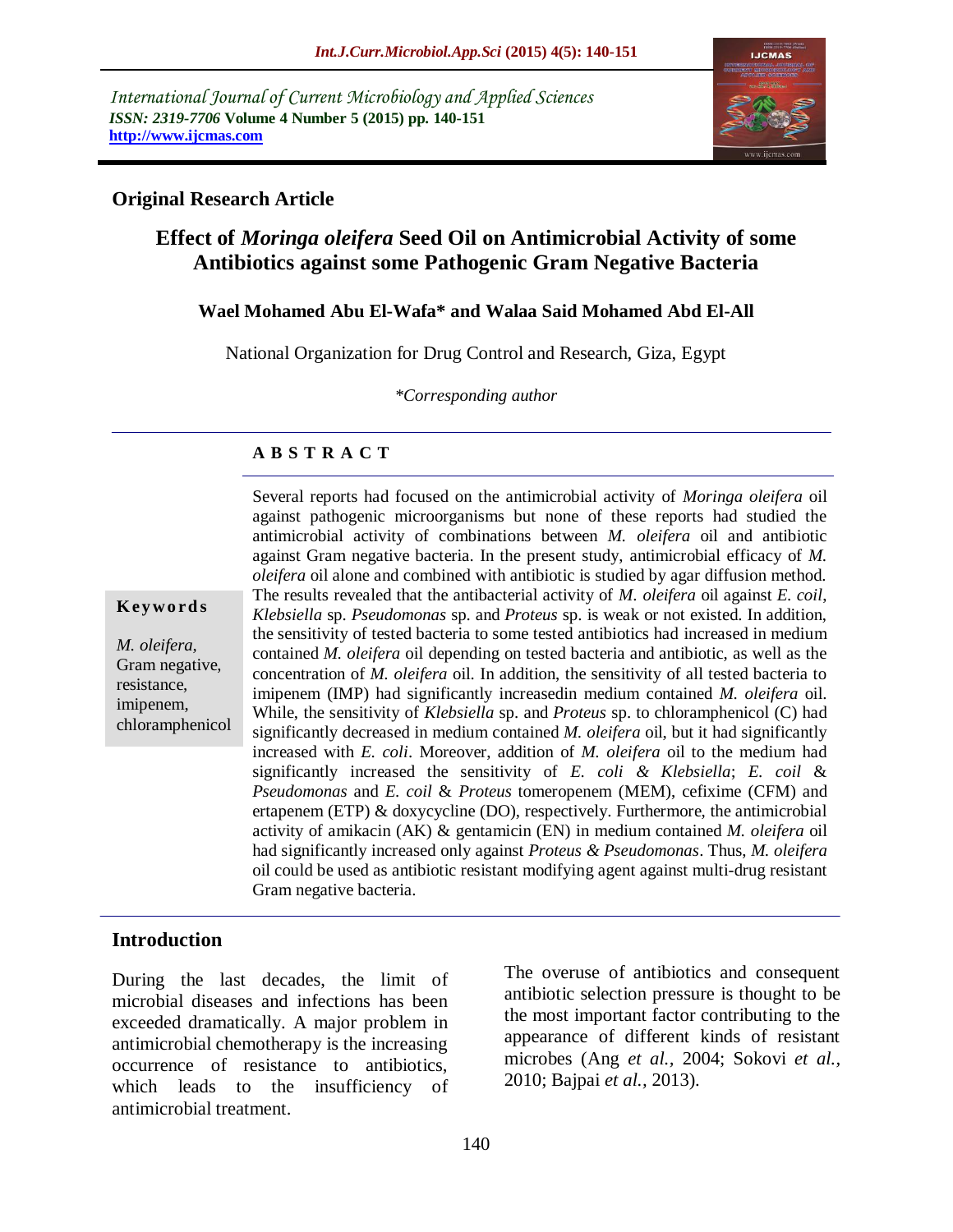International Journal of Current Microbiology and Applied Sciences
*ISSN: 2319-7706* **Volume 4 Number 5 (2015) pp. 140-151**
**http://www.ijcmas.com**

**Original Research Article**

# Effect of *Moringa oleifera* Seed Oil on Antimicrobial Activity of some Antibiotics against some Pathogenic Gram Negative Bacteria

**Wael Mohamed Abu El-Wafa\* and Walaa Said Mohamed Abd El-All**

National Organization for Drug Control and Research, Giza, Egypt

*\*Corresponding author*

## A B S T R A C T

**Keywords**

*M. oleifera*, Gram negative, resistance, imipenem, chloramphenicol

Several reports had focused on the antimicrobial activity of *Moringa oleifera* oil against pathogenic microorganisms but none of these reports had studied the antimicrobial activity of combinations between *M. oleifera* oil and antibiotic against Gram negative bacteria. In the present study, antimicrobial efficacy of *M. oleifera* oil alone and combined with antibiotic is studied by agar diffusion method. The results revealed that the antibacterial activity of *M. oleifera* oil against *E. coil*, *Klebsiella* sp. *Pseudomonas* sp. and *Proteus* sp. is weak or not existed. In addition, the sensitivity of tested bacteria to some tested antibiotics had increased in medium contained *M. oleifera* oil depending on tested bacteria and antibiotic, as well as the concentration of *M. oleifera* oil. In addition, the sensitivity of all tested bacteria to imipenem (IMP) had significantly increasedin medium contained *M. oleifera* oil. While, the sensitivity of *Klebsiella* sp. and *Proteus* sp. to chloramphenicol (C) had significantly decreased in medium contained *M. oleifera* oil, but it had significantly increased with *E. coli*. Moreover, addition of *M. oleifera* oil to the medium had significantly increased the sensitivity of *E. coli & Klebsiella*; *E. coil* & *Pseudomonas* and *E. coil* & *Proteus* tomeropenem (MEM), cefixime (CFM) and ertapenem (ETP) & doxycycline (DO), respectively. Furthermore, the antimicrobial activity of amikacin (AK) & gentamicin (EN) in medium contained *M. oleifera* oil had significantly increased only against *Proteus & Pseudomonas*. Thus, *M. oleifera* oil could be used as antibiotic resistant modifying agent against multi-drug resistant Gram negative bacteria.

## Introduction

During the last decades, the limit of microbial diseases and infections has been exceeded dramatically. A major problem in antimicrobial chemotherapy is the increasing occurrence of resistance to antibiotics, which leads to the insufficiency of antimicrobial treatment.

The overuse of antibiotics and consequent antibiotic selection pressure is thought to be the most important factor contributing to the appearance of different kinds of resistant microbes (Ang *et al.*, 2004; Sokovi *et al.*, 2010; Bajpai *et al.*, 2013).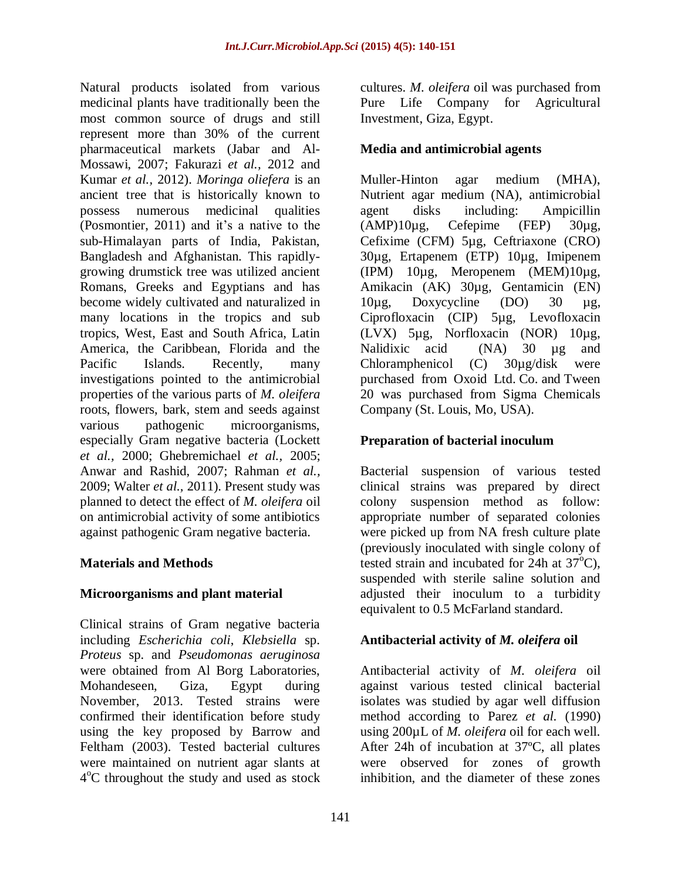Natural products isolated from various medicinal plants have traditionally been the most common source of drugs and still represent more than 30% of the current pharmaceutical markets (Jabar and Al-Mossawi, 2007; Fakurazi *et al.,* 2012 and Kumar *et al.,* 2012). *Moringa oliefera* is an ancient tree that is historically known to possess numerous medicinal qualities (Posmontier, 2011) and it's a native to the sub-Himalayan parts of India, Pakistan, Bangladesh and Afghanistan. This rapidly-growing drumstick tree was utilized ancient Romans, Greeks and Egyptians and has become widely cultivated and naturalized in many locations in the tropics and sub tropics, West, East and South Africa, Latin America, the Caribbean, Florida and the Pacific Islands. Recently, many investigations pointed to the antimicrobial properties of the various parts of *M. oleifera* roots, flowers, bark, stem and seeds against various pathogenic microorganisms, especially Gram negative bacteria (Lockett *et al.,* 2000; Ghebremichael *et al.,* 2005; Anwar and Rashid, 2007; Rahman *et al.,* 2009; Walter *et al.,* 2011). Present study was planned to detect the effect of *M. oleifera* oil on antimicrobial activity of some antibiotics against pathogenic Gram negative bacteria.

## Materials and Methods

### Microorganisms and plant material

Clinical strains of Gram negative bacteria including *Escherichia coli*, *Klebsiella* sp. *Proteus* sp. and *Pseudomonas aeruginosa* were obtained from Al Borg Laboratories, Mohandeseen, Giza, Egypt during November, 2013. Tested strains were confirmed their identification before study using the key proposed by Barrow and Feltham (2003). Tested bacterial cultures were maintained on nutrient agar slants at 4°C throughout the study and used as stock cultures. *M. oleifera* oil was purchased from Pure Life Company for Agricultural Investment, Giza, Egypt.

### Media and antimicrobial agents

Muller-Hinton agar medium (MHA), Nutrient agar medium (NA), antimicrobial agent disks including: Ampicillin (AMP)10µg, Cefepime (FEP) 30µg, Cefixime (CFM) 5µg, Ceftriaxone (CRO) 30µg, Ertapenem (ETP) 10µg, Imipenem (IPM) 10µg, Meropenem (MEM)10µg, Amikacin (AK) 30µg, Gentamicin (EN) 10µg, Doxycycline (DO) 30 µg, Ciprofloxacin (CIP) 5µg, Levofloxacin (LVX) 5µg, Norfloxacin (NOR) 10µg, Nalidixic acid (NA) 30 µg and Chloramphenicol (C) 30µg/disk were purchased from Oxoid Ltd. Co. and Tween 20 was purchased from Sigma Chemicals Company (St. Louis, Mo, USA).

### Preparation of bacterial inoculum

Bacterial suspension of various tested clinical strains was prepared by direct colony suspension method as follow: appropriate number of separated colonies were picked up from NA fresh culture plate (previously inoculated with single colony of tested strain and incubated for 24h at 37°C), suspended with sterile saline solution and adjusted their inoculum to a turbidity equivalent to 0.5 McFarland standard.

### Antibacterial activity of *M. oleifera* oil

Antibacterial activity of *M. oleifera* oil against various tested clinical bacterial isolates was studied by agar well diffusion method according to Parez *et al.* (1990) using 200µL of *M. oleifera* oil for each well. After 24h of incubation at 37ºC, all plates were observed for zones of growth inhibition, and the diameter of these zones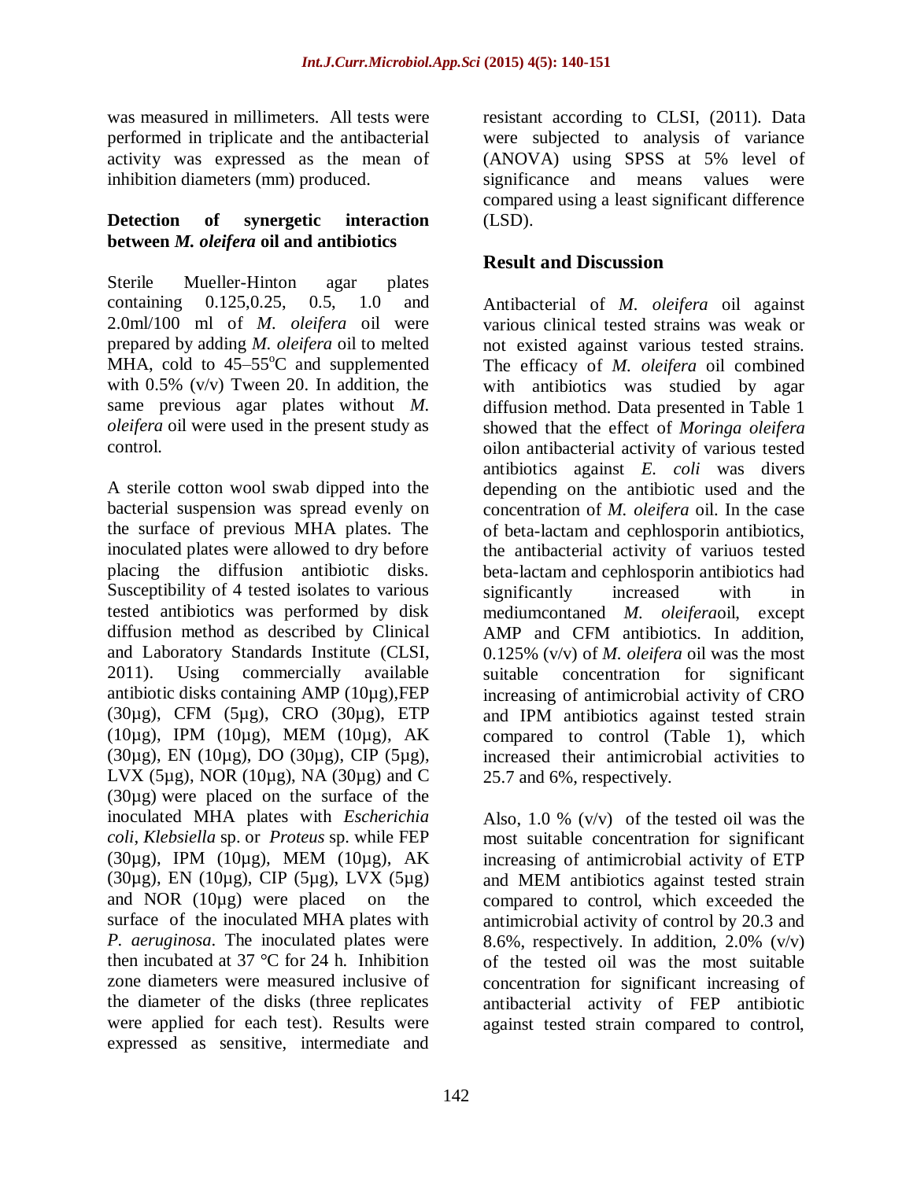was measured in millimeters. All tests were performed in triplicate and the antibacterial activity was expressed as the mean of inhibition diameters (mm) produced.

### Detection of synergetic interaction between *M. oleifera* oil and antibiotics

Sterile Mueller-Hinton agar plates containing 0.125,0.25, 0.5, 1.0 and 2.0ml/100 ml of *M. oleifera* oil were prepared by adding *M. oleifera* oil to melted MHA, cold to 45–55$^{o}$C and supplemented with 0.5% (v/v) Tween 20. In addition, the same previous agar plates without *M. oleifera* oil were used in the present study as control.

A sterile cotton wool swab dipped into the bacterial suspension was spread evenly on the surface of previous MHA plates. The inoculated plates were allowed to dry before placing the diffusion antibiotic disks. Susceptibility of 4 tested isolates to various tested antibiotics was performed by disk diffusion method as described by Clinical and Laboratory Standards Institute (CLSI, 2011). Using commercially available antibiotic disks containing AMP (10µg),FEP (30µg), CFM (5µg), CRO (30µg), ETP (10µg), IPM (10µg), MEM (10µg), AK (30µg), EN (10µg), DO (30µg), CIP (5µg), LVX (5µg), NOR (10µg), NA (30µg) and C (30µg) were placed on the surface of the inoculated MHA plates with *Escherichia coli*, *Klebsiella* sp. or *Proteus* sp. while FEP (30µg), IPM (10µg), MEM (10µg), AK (30µg), EN (10µg), CIP (5µg), LVX (5µg) and NOR (10µg) were placed on the surface of the inoculated MHA plates with *P. aeruginosa*. The inoculated plates were then incubated at 37 °C for 24 h. Inhibition zone diameters were measured inclusive of the diameter of the disks (three replicates were applied for each test). Results were expressed as sensitive, intermediate and resistant according to CLSI, (2011). Data were subjected to analysis of variance (ANOVA) using SPSS at 5% level of significance and means values were compared using a least significant difference (LSD).

## Result and Discussion

Antibacterial of *M. oleifera* oil against various clinical tested strains was weak or not existed against various tested strains. The efficacy of *M. oleifera* oil combined with antibiotics was studied by agar diffusion method. Data presented in Table 1 showed that the effect of *Moringa oleifera* oilon antibacterial activity of various tested antibiotics against *E. coli* was divers depending on the antibiotic used and the concentration of *M. oleifera* oil. In the case of beta-lactam and cephlosporin antibiotics, the antibacterial activity of variuos tested beta-lactam and cephlosporin antibiotics had significantly increased with in mediumcontaned *M. oleifera*oil, except AMP and CFM antibiotics. In addition, 0.125% (v/v) of *M. oleifera* oil was the most suitable concentration for significant increasing of antimicrobial activity of CRO and IPM antibiotics against tested strain compared to control (Table 1), which increased their antimicrobial activities to 25.7 and 6%, respectively.

Also, 1.0 % (v/v) of the tested oil was the most suitable concentration for significant increasing of antimicrobial activity of ETP and MEM antibiotics against tested strain compared to control, which exceeded the antimicrobial activity of control by 20.3 and 8.6%, respectively. In addition, 2.0% (v/v) of the tested oil was the most suitable concentration for significant increasing of antibacterial activity of FEP antibiotic against tested strain compared to control,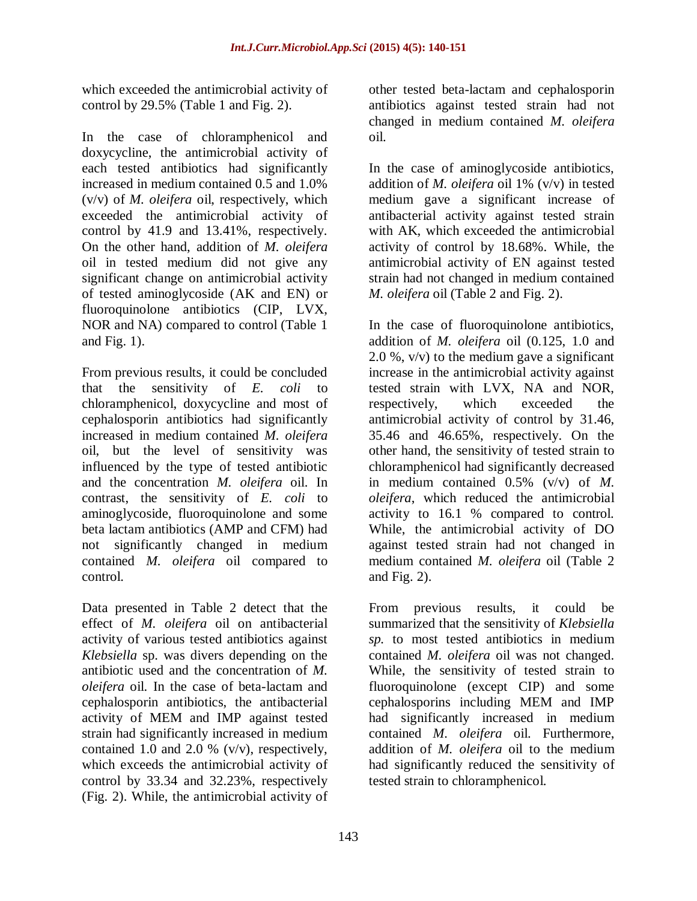which exceeded the antimicrobial activity of control by 29.5% (Table 1 and Fig. 2).

In the case of chloramphenicol and doxycycline, the antimicrobial activity of each tested antibiotics had significantly increased in medium contained 0.5 and 1.0% (v/v) of *M. oleifera* oil, respectively, which exceeded the antimicrobial activity of control by 41.9 and 13.41%, respectively. On the other hand, addition of *M. oleifera* oil in tested medium did not give any significant change on antimicrobial activity of tested aminoglycoside (AK and EN) or fluoroquinolone antibiotics (CIP, LVX, NOR and NA) compared to control (Table 1 and Fig. 1).

From previous results, it could be concluded that the sensitivity of *E. coli* to chloramphenicol, doxycycline and most of cephalosporin antibiotics had significantly increased in medium contained *M. oleifera* oil, but the level of sensitivity was influenced by the type of tested antibiotic and the concentration *M. oleifera* oil. In contrast, the sensitivity of *E. coli* to aminoglycoside, fluoroquinolone and some beta lactam antibiotics (AMP and CFM) had not significantly changed in medium contained *M. oleifera* oil compared to control.

Data presented in Table 2 detect that the effect of *M. oleifera* oil on antibacterial activity of various tested antibiotics against *Klebsiella* sp. was divers depending on the antibiotic used and the concentration of *M. oleifera* oil. In the case of beta-lactam and cephalosporin antibiotics, the antibacterial activity of MEM and IMP against tested strain had significantly increased in medium contained 1.0 and 2.0 % (v/v), respectively, which exceeds the antimicrobial activity of control by 33.34 and 32.23%, respectively (Fig. 2). While, the antimicrobial activity of other tested beta-lactam and cephalosporin antibiotics against tested strain had not changed in medium contained *M. oleifera* oil.

In the case of aminoglycoside antibiotics, addition of *M. oleifera* oil 1% (v/v) in tested medium gave a significant increase of antibacterial activity against tested strain with AK, which exceeded the antimicrobial activity of control by 18.68%. While, the antimicrobial activity of EN against tested strain had not changed in medium contained *M. oleifera* oil (Table 2 and Fig. 2).

In the case of fluoroquinolone antibiotics, addition of *M. oleifera* oil (0.125, 1.0 and 2.0 %, v/v) to the medium gave a significant increase in the antimicrobial activity against tested strain with LVX, NA and NOR, respectively, which exceeded the antimicrobial activity of control by 31.46, 35.46 and 46.65%, respectively. On the other hand, the sensitivity of tested strain to chloramphenicol had significantly decreased in medium contained 0.5% (v/v) of *M. oleifera*, which reduced the antimicrobial activity to 16.1 % compared to control. While, the antimicrobial activity of DO against tested strain had not changed in medium contained *M. oleifera* oil (Table 2 and Fig. 2).

From previous results, it could be summarized that the sensitivity of *Klebsiella sp.* to most tested antibiotics in medium contained *M. oleifera* oil was not changed. While, the sensitivity of tested strain to fluoroquinolone (except CIP) and some cephalosporins including MEM and IMP had significantly increased in medium contained *M. oleifera* oil. Furthermore, addition of *M. oleifera* oil to the medium had significantly reduced the sensitivity of tested strain to chloramphenicol.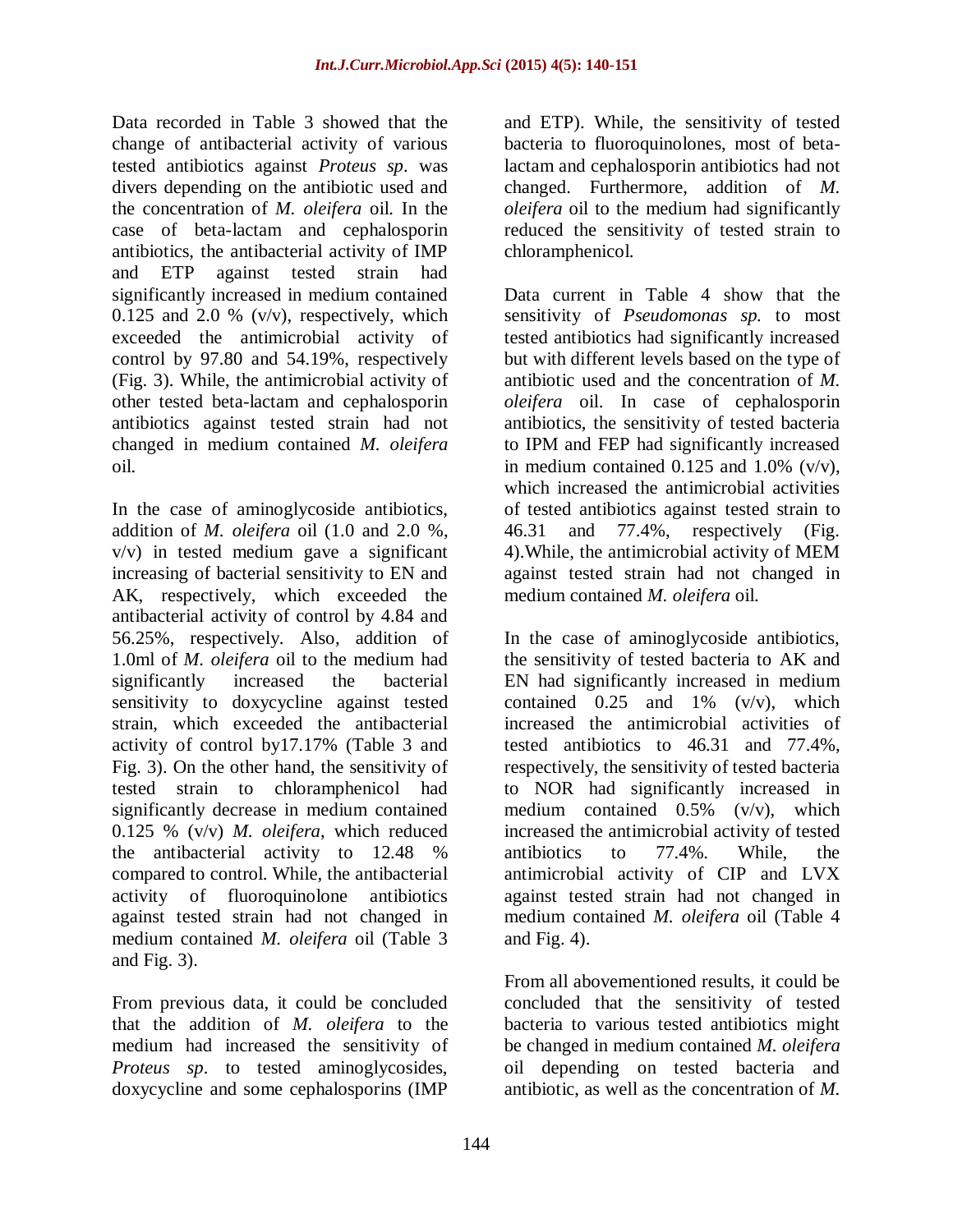Data recorded in Table 3 showed that the change of antibacterial activity of various tested antibiotics against *Proteus sp*. was divers depending on the antibiotic used and the concentration of *M. oleifera* oil. In the case of beta-lactam and cephalosporin antibiotics, the antibacterial activity of IMP and ETP against tested strain had significantly increased in medium contained 0.125 and 2.0 % (v/v), respectively, which exceeded the antimicrobial activity of control by 97.80 and 54.19%, respectively (Fig. 3). While, the antimicrobial activity of other tested beta-lactam and cephalosporin antibiotics against tested strain had not changed in medium contained *M. oleifera* oil.

In the case of aminoglycoside antibiotics, addition of *M. oleifera* oil (1.0 and 2.0 %, v/v) in tested medium gave a significant increasing of bacterial sensitivity to EN and AK, respectively, which exceeded the antibacterial activity of control by 4.84 and 56.25%, respectively. Also, addition of 1.0ml of *M. oleifera* oil to the medium had significantly increased the bacterial sensitivity to doxycycline against tested strain, which exceeded the antibacterial activity of control by17.17% (Table 3 and Fig. 3). On the other hand, the sensitivity of tested strain to chloramphenicol had significantly decrease in medium contained 0.125 % (v/v) *M. oleifera*, which reduced the antibacterial activity to 12.48 % compared to control. While, the antibacterial activity of fluoroquinolone antibiotics against tested strain had not changed in medium contained *M. oleifera* oil (Table 3 and Fig. 3).

From previous data, it could be concluded that the addition of *M. oleifera* to the medium had increased the sensitivity of *Proteus sp*. to tested aminoglycosides, doxycycline and some cephalosporins (IMP and ETP). While, the sensitivity of tested bacteria to fluoroquinolones, most of beta-lactam and cephalosporin antibiotics had not changed. Furthermore, addition of *M. oleifera* oil to the medium had significantly reduced the sensitivity of tested strain to chloramphenicol.

Data current in Table 4 show that the sensitivity of *Pseudomonas sp.* to most tested antibiotics had significantly increased but with different levels based on the type of antibiotic used and the concentration of *M. oleifera* oil. In case of cephalosporin antibiotics, the sensitivity of tested bacteria to IPM and FEP had significantly increased in medium contained 0.125 and 1.0% (v/v), which increased the antimicrobial activities of tested antibiotics against tested strain to 46.31 and 77.4%, respectively (Fig. 4).While, the antimicrobial activity of MEM against tested strain had not changed in medium contained *M. oleifera* oil.

In the case of aminoglycoside antibiotics, the sensitivity of tested bacteria to AK and EN had significantly increased in medium contained 0.25 and 1% (v/v), which increased the antimicrobial activities of tested antibiotics to 46.31 and 77.4%, respectively, the sensitivity of tested bacteria to NOR had significantly increased in medium contained 0.5% (v/v), which increased the antimicrobial activity of tested antibiotics to 77.4%. While, the antimicrobial activity of CIP and LVX against tested strain had not changed in medium contained *M. oleifera* oil (Table 4 and Fig. 4).

From all abovementioned results, it could be concluded that the sensitivity of tested bacteria to various tested antibiotics might be changed in medium contained *M. oleifera* oil depending on tested bacteria and antibiotic, as well as the concentration of *M.*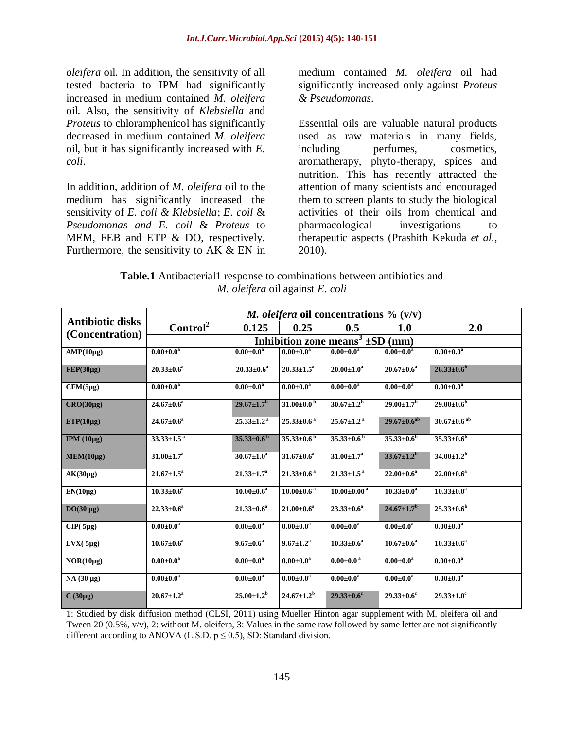*oleifera* oil. In addition, the sensitivity of all tested bacteria to IPM had significantly increased in medium contained *M. oleifera* oil. Also, the sensitivity of *Klebsiella* and *Proteus* to chloramphenicol has significantly decreased in medium contained *M. oleifera* oil, but it has significantly increased with *E. coli*.

In addition, addition of *M. oleifera* oil to the medium has significantly increased the sensitivity of *E. coli & Klebsiella*; *E. coil* & *Pseudomonas and E. coil* & *Proteus* to MEM, FEB and ETP & DO, respectively. Furthermore, the sensitivity to AK & EN in medium contained *M. oleifera* oil had significantly increased only against *Proteus & Pseudomonas*.

Essential oils are valuable natural products used as raw materials in many fields, including perfumes, cosmetics, aromatherapy, phyto-therapy, spices and nutrition. This has recently attracted the attention of many scientists and encouraged them to screen plants to study the biological activities of their oils from chemical and pharmacological investigations to therapeutic aspects (Prashith Kekuda *et al.*, 2010).

**Table.1** Antibacterial1 response to combinations between antibiotics and *M. oleifera* oil against *E. coli*

| Antibiotic disks (Concentration) | *M. oleifera* oil concentrations % (v/v) | | | | | |
|---|---|---|---|---|---|---|
| | Control[2] | 0.125 | 0.25 | 0.5 | 1.0 | 2.0 |
| | Inhibition zone means[3] ±SD (mm) | | | | | |
| AMP(10µg) | 0.00±0.0[a] | 0.00±0.0[a] | 0.00±0.0[a] | 0.00±0.0[a] | 0.00±0.0[a] | 0.00±0.0[a] |
| FEP(30µg) | 20.33±0.6[a] | 20.33±0.6[a] | 20.33±1.5[a] | 20.00±1.0[a] | 20.67±0.6[a] | 26.33±0.6[b] |
| CFM(5µg) | 0.00±0.0[a] | 0.00±0.0[a] | 0.00±0.0[a] | 0.00±0.0[a] | 0.00±0.0[a] | 0.00±0.0[a] |
| CRO(30µg) | 24.67±0.6[a] | 29.67±1.7[b] | 31.00±0.0[b] | 30.67±1.2[b] | 29.00±1.7[b] | 29.00±0.6[b] |
| ETP(10µg) | 24.67±0.6[a] | 25.33±1.2[a] | 25.33±0.6[a] | 25.67±1.2[a] | 29.67±0.6[ab] | 30.67±0.6[ab] |
| IPM (10µg) | 33.33±1.5[a] | 35.33±0.6[b] | 35.33±0.6[b] | 35.33±0.6[b] | 35.33±0.6[b] | 35.33±0.6[b] |
| MEM(10µg) | 31.00±1.7[a] | 30.67±1.0[a] | 31.67±0.6[a] | 31.00±1.7[a] | 33.67±1.2[b] | 34.00±1.2[b] |
| AK(30µg) | 21.67±1.5[a] | 21.33±1.7[a] | 21.33±0.6[a] | 21.33±1.5[a] | 22.00±0.6[a] | 22.00±0.6[a] |
| EN(10µg) | 10.33±0.6[a] | 10.00±0.6[a] | 10.00±0.6[a] | 10.00±0.00[a] | 10.33±0.0[a] | 10.33±0.0[a] |
| DO(30 µg) | 22.33±0.6[a] | 21.33±0.6[a] | 21.00±0.6[a] | 23.33±0.6[a] | 24.67±1.7[b] | 25.33±0.6[b] |
| CIP( 5µg) | 0.00±0.0[a] | 0.00±0.0[a] | 0.00±0.0[a] | 0.00±0.0[a] | 0.00±0.0[a] | 0.00±0.0[a] |
| LVX( 5µg) | 10.67±0.6[a] | 9.67±0.6[a] | 9.67±1.2[a] | 10.33±0.6[a] | 10.67±0.6[a] | 10.33±0.6[a] |
| NOR(10µg) | 0.00±0.0[a] | 0.00±0.0[a] | 0.00±0.0[a] | 0.00±0.0[a] | 0.00±0.0[a] | 0.00±0.0[a] |
| NA (30 µg) | 0.00±0.0[a] | 0.00±0.0[a] | 0.00±0.0[a] | 0.00±0.0[a] | 0.00±0.0[a] | 0.00±0.0[a] |
| C (30µg) | 20.67±1.2[a] | 25.00±1.2[b] | 24.67±1.2[b] | 29.33±0.6[c] | 29.33±0.6[c] | 29.33±1.0[c] |

1: Studied by disk diffusion method (CLSI, 2011) using Mueller Hinton agar supplement with M. oleifera oil and Tween 20 (0.5%, v/v), 2: without M. oleifera, 3: Values in the same raw followed by same letter are not significantly different according to ANOVA (L.S.D. $p \leq 0.5$), SD: Standard division.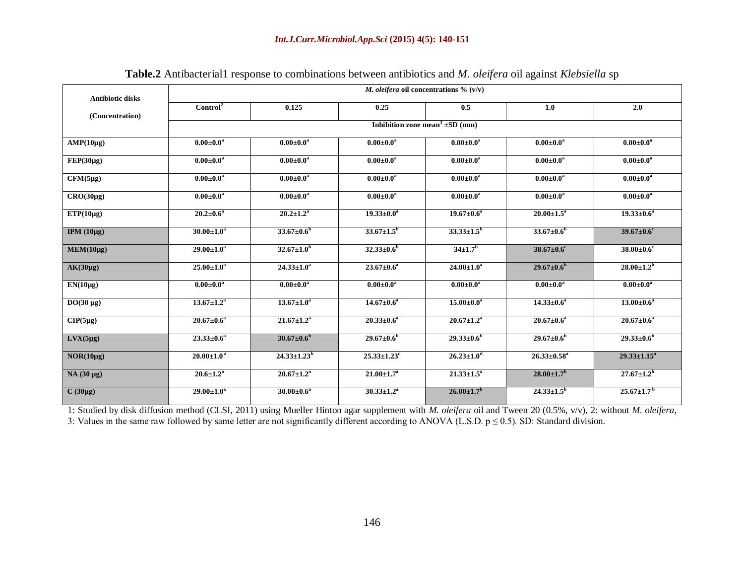**Table.2** Antibacterial1 response to combinations between antibiotics and *M. oleifera* oil against *Klebsiella* sp

| Antibiotic disks (Concentration) | *M. oleifera* oil concentrations % (v/v) | | | | | |
|---|---|---|---|---|---|---|
| | Control[2] | 0.125 | 0.25 | 0.5 | 1.0 | 2.0 |
| | Inhibition zone mean[3] ±SD (mm) | | | | | |
| AMP(10µg) | 0.00±0.0[a] | 0.00±0.0[a] | 0.00±0.0[a] | 0.00±0.0[a] | 0.00±0.0[a] | 0.00±0.0[a] |
| FEP(30µg) | 0.00±0.0[a] | 0.00±0.0[a] | 0.00±0.0[a] | 0.00±0.0[a] | 0.00±0.0[a] | 0.00±0.0[a] |
| CFM(5µg) | 0.00±0.0[a] | 0.00±0.0[a] | 0.00±0.0[a] | 0.00±0.0[a] | 0.00±0.0[a] | 0.00±0.0[a] |
| CRO(30µg) | 0.00±0.0[a] | 0.00±0.0[a] | 0.00±0.0[a] | 0.00±0.0[a] | 0.00±0.0[a] | 0.00±0.0[a] |
| ETP(10µg) | 20.2±0.6[a] | 20.2±1.2[a] | 19.33±0.0[a] | 19.67±0.6[a] | 20.00±1.5[a] | 19.33±0.6[a] |
| IPM (10µg) | 30.00±1.0[a] | 33.67±0.6[b] | 33.67±1.5[b] | 33.33±1.5[b] | 33.67±0.6[b] | 39.67±0.6[c] |
| MEM(10µg) | 29.00±1.0[a] | 32.67±1.0[b] | 32.33±0.6[b] | 34±1.7[b] | 38.67±0.6[c] | 38.00±0.6[c] |
| AK(30µg) | 25.00±1.0[a] | 24.33±1.0[a] | 23.67±0.6[a] | 24.00±1.0[a] | 29.67±0.6[b] | 28.00±1.2[b] |
| EN(10µg) | 0.00±0.0[a] | 0.00±0.0[a] | 0.00±0.0[a] | 0.00±0.0[a] | 0.00±0.0[a] | 0.00±0.0[a] |
| DO(30 µg) | 13.67±1.2[a] | 13.67±1.0[a] | 14.67±0.6[a] | 15.00±0.0[a] | 14.33±0.6[a] | 13.00±0.6[a] |
| CIP(5µg) | 20.67±0.6[a] | 21.67±1.2[a] | 20.33±0.6[a] | 20.67±1.2[a] | 20.67±0.6[a] | 20.67±0.6[a] |
| LVX(5µg) | 23.33±0.6[a] | 30.67±0.6[b] | 29.67±0.6[b] | 29.33±0.6[b] | 29.67±0.6[b] | 29.33±0.6[b] |
| NOR(10µg) | 20.00±1.0[a] | 24.33±1.23[b] | 25.33±1.23[c] | 26.23±1.0[d] | 26.33±0.58[a] | 29.33±1.15[a] |
| NA (30 µg) | 20.6±1.2[a] | 20.67±1.2[a] | 21.00±1.7[a] | 21.33±1.5[a] | 28.00±1.7[b] | 27.67±1.2[b] |
| C (30µg) | 29.00±1.0[a] | 30.00±0.6[a] | 30.33±1.2[a] | 26.00±1.7[b] | 24.33±1.5[b] | 25.67±1.7[b] |

1: Studied by disk diffusion method (CLSI, 2011) using Mueller Hinton agar supplement with *M. oleifera* oil and Tween 20 (0.5%, v/v), 2: without *M. oleifera*, 3: Values in the same raw followed by same letter are not significantly different according to ANOVA (L.S.D. $p \leq 0.5$). SD: Standard division.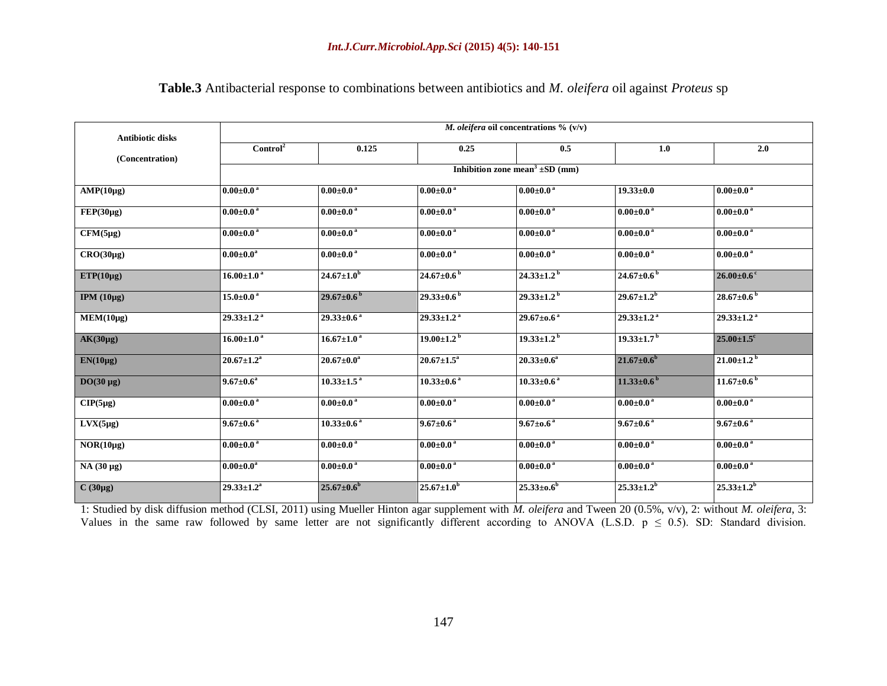**Table.3** Antibacterial response to combinations between antibiotics and *M. oleifera* oil against *Proteus* sp

| Antibiotic disks (Concentration) | *M. oleifera* oil concentrations % (v/v) | | | | | |
|---|---|---|---|---|---|---|
| | Control[2] | 0.125 | 0.25 | 0.5 | 1.0 | 2.0 |
| | Inhibition zone mean[3] ±SD (mm) | | | | | |
| AMP(10µg) | 0.00±0.0 [a] | 0.00±0.0 [a] | 0.00±0.0 [a] | 0.00±0.0 [a] | 19.33±0.0 | 0.00±0.0 [a] |
| FEP(30µg) | 0.00±0.0 [a] | 0.00±0.0 [a] | 0.00±0.0 [a] | 0.00±0.0 [a] | 0.00±0.0 [a] | 0.00±0.0 [a] |
| CFM(5µg) | 0.00±0.0 [a] | 0.00±0.0 [a] | 0.00±0.0 [a] | 0.00±0.0 [a] | 0.00±0.0 [a] | 0.00±0.0 [a] |
| CRO(30µg) | 0.00±0.0[a] | 0.00±0.0 [a] | 0.00±0.0 [a] | 0.00±0.0 [a] | 0.00±0.0 [a] | 0.00±0.0 [a] |
| ETP(10µg) | 16.00±1.0 [a] | 24.67±1.0[b] | 24.67±0.6 [b] | 24.33±1.2 [b] | 24.67±0.6 [b] | 26.00±0.6 [c] |
| IPM (10µg) | 15.0±0.0 [a] | 29.67±0.6 [b] | 29.33±0.6 [b] | 29.33±1.2 [b] | 29.67±1.2[b] | 28.67±0.6 [b] |
| MEM(10µg) | 29.33±1.2 [a] | 29.33±0.6 [a] | 29.33±1.2 [a] | 29.67±o.6 [a] | 29.33±1.2 [a] | 29.33±1.2 [a] |
| AK(30µg) | 16.00±1.0 [a] | 16.67±1.0 [a] | 19.00±1.2 [b] | 19.33±1.2 [b] | 19.33±1.7 [b] | 25.00±1.5[c] |
| EN(10µg) | 20.67±1.2[a] | 20.67±0.0[a] | 20.67±1.5[a] | 20.33±0.6[a] | 21.67±0.6[b] | 21.00±1.2 [b] |
| DO(30 µg) | 9.67±0.6[a] | 10.33±1.5 [a] | 10.33±0.6 [a] | 10.33±0.6 [a] | 11.33±0.6 [b] | 11.67±0.6 [b] |
| CIP(5µg) | 0.00±0.0 [a] | 0.00±0.0 [a] | 0.00±0.0 [a] | 0.00±0.0 [a] | 0.00±0.0 [a] | 0.00±0.0 [a] |
| LVX(5µg) | 9.67±0.6 [a] | 10.33±0.6 [a] | 9.67±0.6 [a] | 9.67±o.6 [a] | 9.67±0.6 [a] | 9.67±0.6 [a] |
| NOR(10µg) | 0.00±0.0 [a] | 0.00±0.0 [a] | 0.00±0.0 [a] | 0.00±0.0 [a] | 0.00±0.0 [a] | 0.00±0.0 [a] |
| NA (30 µg) | 0.00±0.0[a] | 0.00±0.0 [a] | 0.00±0.0 [a] | 0.00±0.0 [a] | 0.00±0.0 [a] | 0.00±0.0 [a] |
| C (30µg) | 29.33±1.2[a] | 25.67±0.6[b] | 25.67±1.0[b] | 25.33±o.6[b] | 25.33±1.2[b] | 25.33±1.2[b] |

1: Studied by disk diffusion method (CLSI, 2011) using Mueller Hinton agar supplement with *M. oleifera* and Tween 20 (0.5%, v/v), 2: without *M. oleifera*, 3: Values in the same raw followed by same letter are not significantly different according to ANOVA (L.S.D. $p \leq 0.5$). SD: Standard division.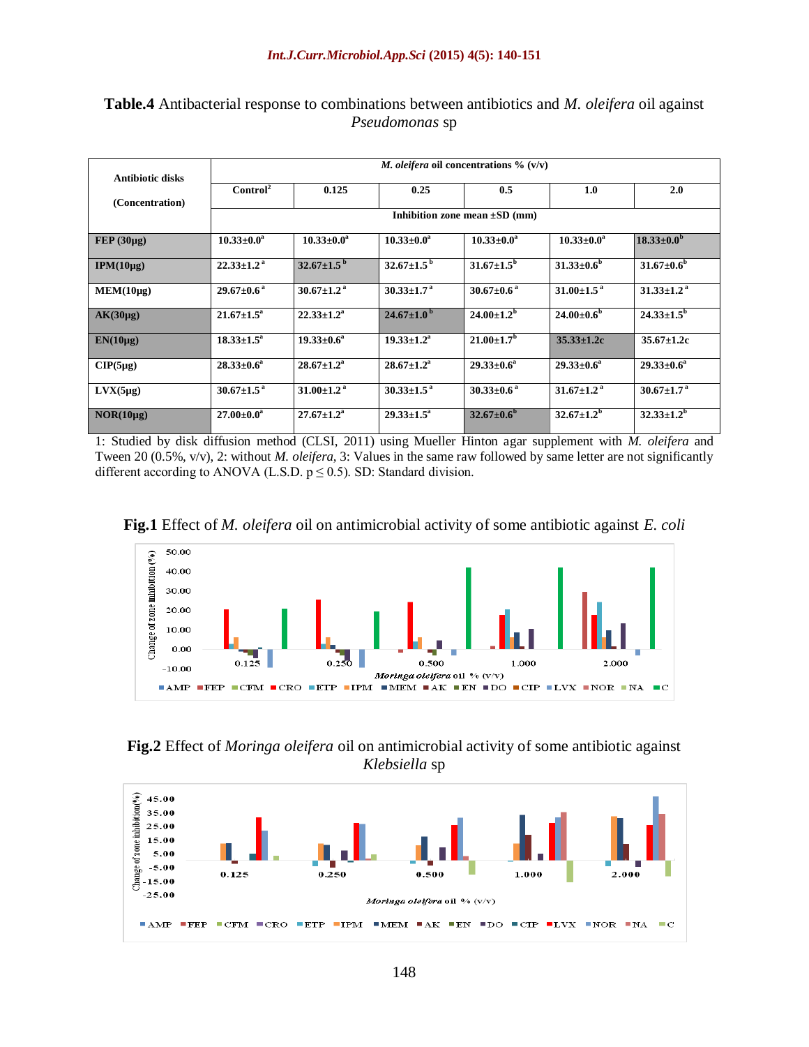**Table.4** Antibacterial response to combinations between antibiotics and *M. oleifera* oil against *Pseudomonas* sp

| Antibiotic disks (Concentration) | *M. oleifera* oil concentrations % (v/v) | | | | | |
|---|---|---|---|---|---|---|
| | Control[2] | 0.125 | 0.25 | 0.5 | 1.0 | 2.0 |
| | Inhibition zone mean ±SD (mm) | | | | | |
| FEP (30µg) | 10.33±0.0[a] | 10.33±0.0[a] | 10.33±0.0[a] | 10.33±0.0[a] | 10.33±0.0[a] | 18.33±0.0[b] |
| IPM(10µg) | 22.33±1.2[a] | 32.67±1.5[b] | 32.67±1.5[b] | 31.67±1.5[b] | 31.33±0.6[b] | 31.67±0.6[b] |
| MEM(10µg) | 29.67±0.6[a] | 30.67±1.2[a] | 30.33±1.7[a] | 30.67±0.6[a] | 31.00±1.5[a] | 31.33±1.2[a] |
| AK(30µg) | 21.67±1.5[a] | 22.33±1.2[a] | 24.67±1.0[b] | 24.00±1.2[b] | 24.00±0.6[b] | 24.33±1.5[b] |
| EN(10µg) | 18.33±1.5[a] | 19.33±0.6[a] | 19.33±1.2[a] | 21.00±1.7[b] | 35.33±1.2c | 35.67±1.2c |
| CIP(5µg) | 28.33±0.6[a] | 28.67±1.2[a] | 28.67±1.2[a] | 29.33±0.6[a] | 29.33±0.6[a] | 29.33±0.6[a] |
| LVX(5µg) | 30.67±1.5[a] | 31.00±1.2[a] | 30.33±1.5[a] | 30.33±0.6[a] | 31.67±1.2[a] | 30.67±1.7[a] |
| NOR(10µg) | 27.00±0.0[a] | 27.67±1.2[a] | 29.33±1.5[a] | 32.67±0.6[b] | 32.67±1.2[b] | 32.33±1.2[b] |

1: Studied by disk diffusion method (CLSI, 2011) using Mueller Hinton agar supplement with *M. oleifera* and Tween 20 (0.5%, v/v), 2: without *M. oleifera*, 3: Values in the same raw followed by same letter are not significantly different according to ANOVA (L.S.D. p ≤ 0.5). SD: Standard division.

**Fig.1** Effect of *M. oleifera* oil on antimicrobial activity of some antibiotic against *E. coli*

**Fig.2** Effect of *Moringa oleifera* oil on antimicrobial activity of some antibiotic against *Klebsiella* sp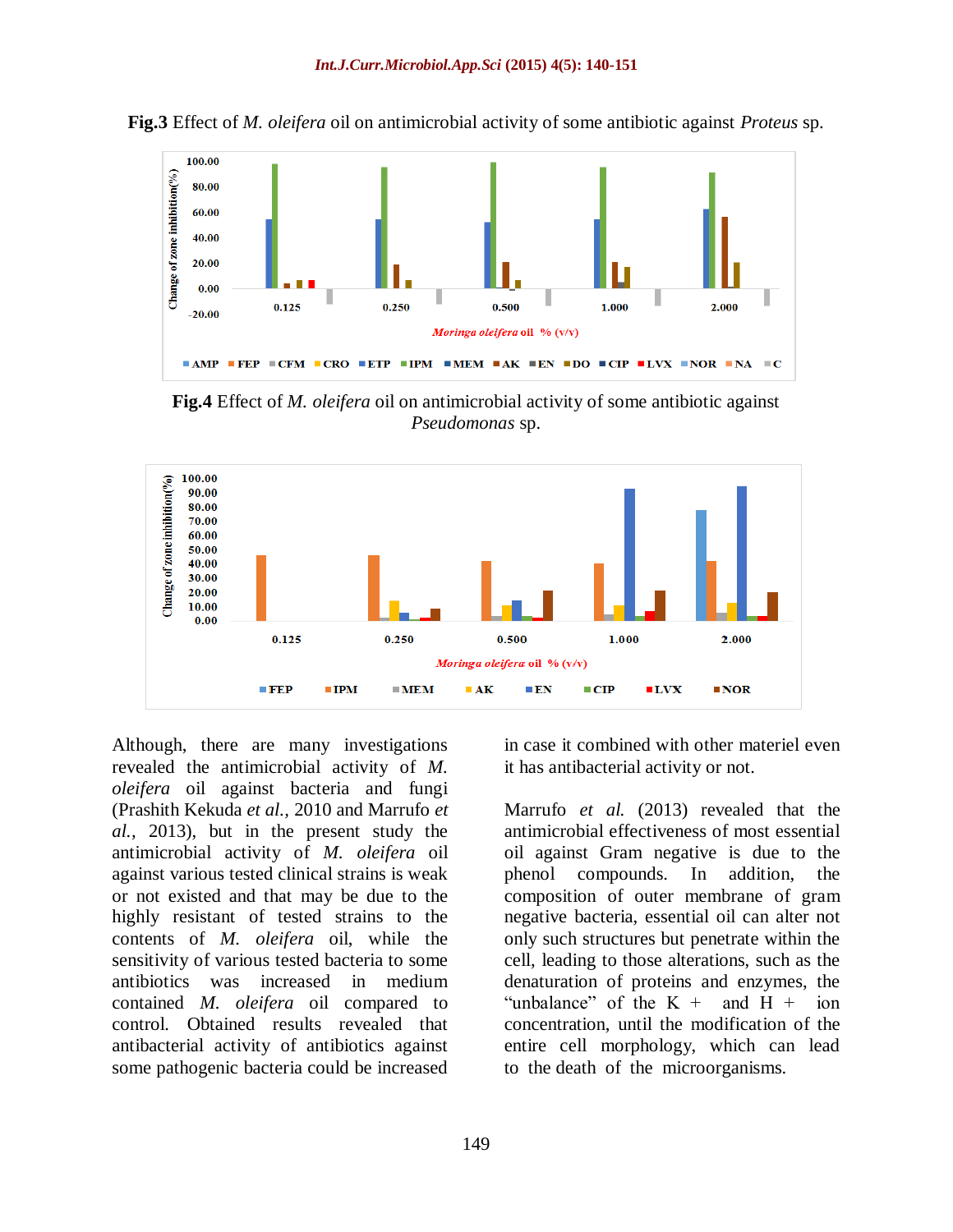**Fig.3** Effect of *M. oleifera* oil on antimicrobial activity of some antibiotic against *Proteus* sp.

**Fig.4** Effect of *M. oleifera* oil on antimicrobial activity of some antibiotic against *Pseudomonas* sp.

Although, there are many investigations revealed the antimicrobial activity of *M. oleifera* oil against bacteria and fungi (Prashith Kekuda *et al.*, 2010 and Marrufo *et al.*, 2013), but in the present study the antimicrobial activity of *M. oleifera* oil against various tested clinical strains is weak or not existed and that may be due to the highly resistant of tested strains to the contents of *M. oleifera* oil, while the sensitivity of various tested bacteria to some antibiotics was increased in medium contained *M. oleifera* oil compared to control. Obtained results revealed that antibacterial activity of antibiotics against some pathogenic bacteria could be increased in case it combined with other materiel even it has antibacterial activity or not.

Marrufo *et al.* (2013) revealed that the antimicrobial effectiveness of most essential oil against Gram negative is due to the phenol compounds. In addition, the composition of outer membrane of gram negative bacteria, essential oil can alter not only such structures but penetrate within the cell, leading to those alterations, such as the denaturation of proteins and enzymes, the "unbalance" of the $K^+$ and $H^+$ ion concentration, until the modification of the entire cell morphology, which can lead to the death of the microorganisms.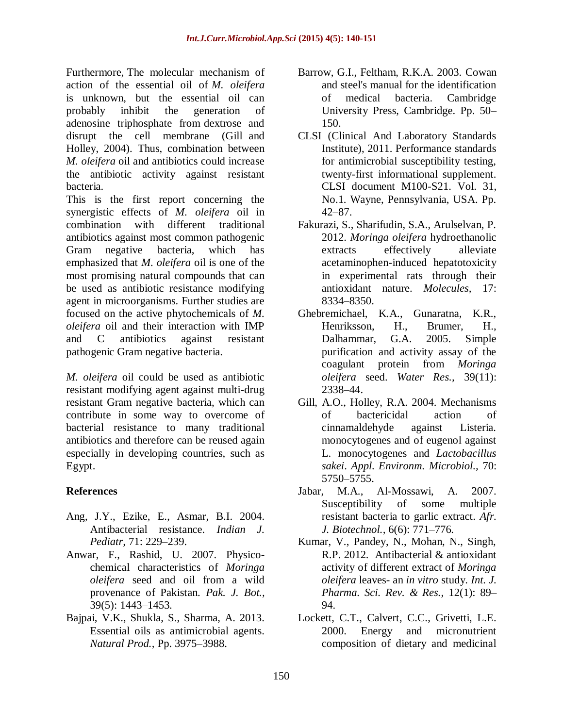Furthermore, The molecular mechanism of action of the essential oil of *M. oleifera* is unknown, but the essential oil can probably inhibit the generation of adenosine triphosphate from dextrose and disrupt the cell membrane (Gill and Holley, 2004). Thus, combination between *M. oleifera* oil and antibiotics could increase the antibiotic activity against resistant bacteria.

This is the first report concerning the synergistic effects of *M. oleifera* oil in combination with different traditional antibiotics against most common pathogenic Gram negative bacteria, which has emphasized that *M. oleifera* oil is one of the most promising natural compounds that can be used as antibiotic resistance modifying agent in microorganisms. Further studies are focused on the active phytochemicals of *M. oleifera* oil and their interaction with IMP and C antibiotics against resistant pathogenic Gram negative bacteria.

*M. oleifera* oil could be used as antibiotic resistant modifying agent against multi-drug resistant Gram negative bacteria, which can contribute in some way to overcome of bacterial resistance to many traditional antibiotics and therefore can be reused again especially in developing countries, such as Egypt.

## References

Ang, J.Y., Ezike, E., Asmar, B.I. 2004. Antibacterial resistance. *Indian J. Pediatr,* 71: 229–239.

Anwar, F., Rashid, U. 2007. Physico-chemical characteristics of *Moringa oleifera* seed and oil from a wild provenance of Pakistan. *Pak. J. Bot.,* 39(5): 1443–1453.

Bajpai, V.K., Shukla, S., Sharma, A. 2013. Essential oils as antimicrobial agents. *Natural Prod.,* Pp. 3975–3988.

Barrow, G.I., Feltham, R.K.A. 2003. Cowan and steel's manual for the identification of medical bacteria. Cambridge University Press, Cambridge. Pp. 50–150.

CLSI (Clinical And Laboratory Standards Institute), 2011. Performance standards for antimicrobial susceptibility testing, twenty-first informational supplement. CLSI document M100-S21. Vol. 31, No.1. Wayne, Pennsylvania, USA. Pp. 42–87.

Fakurazi, S., Sharifudin, S.A., Arulselvan, P. 2012. *Moringa oleifera* hydroethanolic extracts effectively alleviate acetaminophen-induced hepatotoxicity in experimental rats through their antioxidant nature. *Molecules,* 17: 8334–8350.

Ghebremichael, K.A., Gunaratna, K.R., Henriksson, H., Brumer, H., Dalhammar, G.A. 2005. Simple purification and activity assay of the coagulant protein from *Moringa oleifera* seed. *Water Res.,* 39(11): 2338–44.

Gill, A.O., Holley, R.A. 2004. Mechanisms of bactericidal action of cinnamaldehyde against Listeria. monocytogenes and of eugenol against L. monocytogenes and *Lactobacillus sakei*. *Appl. Environm. Microbiol.,* 70: 5750–5755.

Jabar, M.A., Al-Mossawi, A. 2007. Susceptibility of some multiple resistant bacteria to garlic extract. *Afr. J. Biotechnol.,* 6(6): 771–776.

Kumar, V., Pandey, N., Mohan, N., Singh, R.P. 2012. Antibacterial & antioxidant activity of different extract of *Moringa oleifera* leaves- an *in vitro* study. *Int. J. Pharma. Sci. Rev. & Res.,* 12(1): 89–94.

Lockett, C.T., Calvert, C.C., Grivetti, L.E. 2000. Energy and micronutrient composition of dietary and medicinal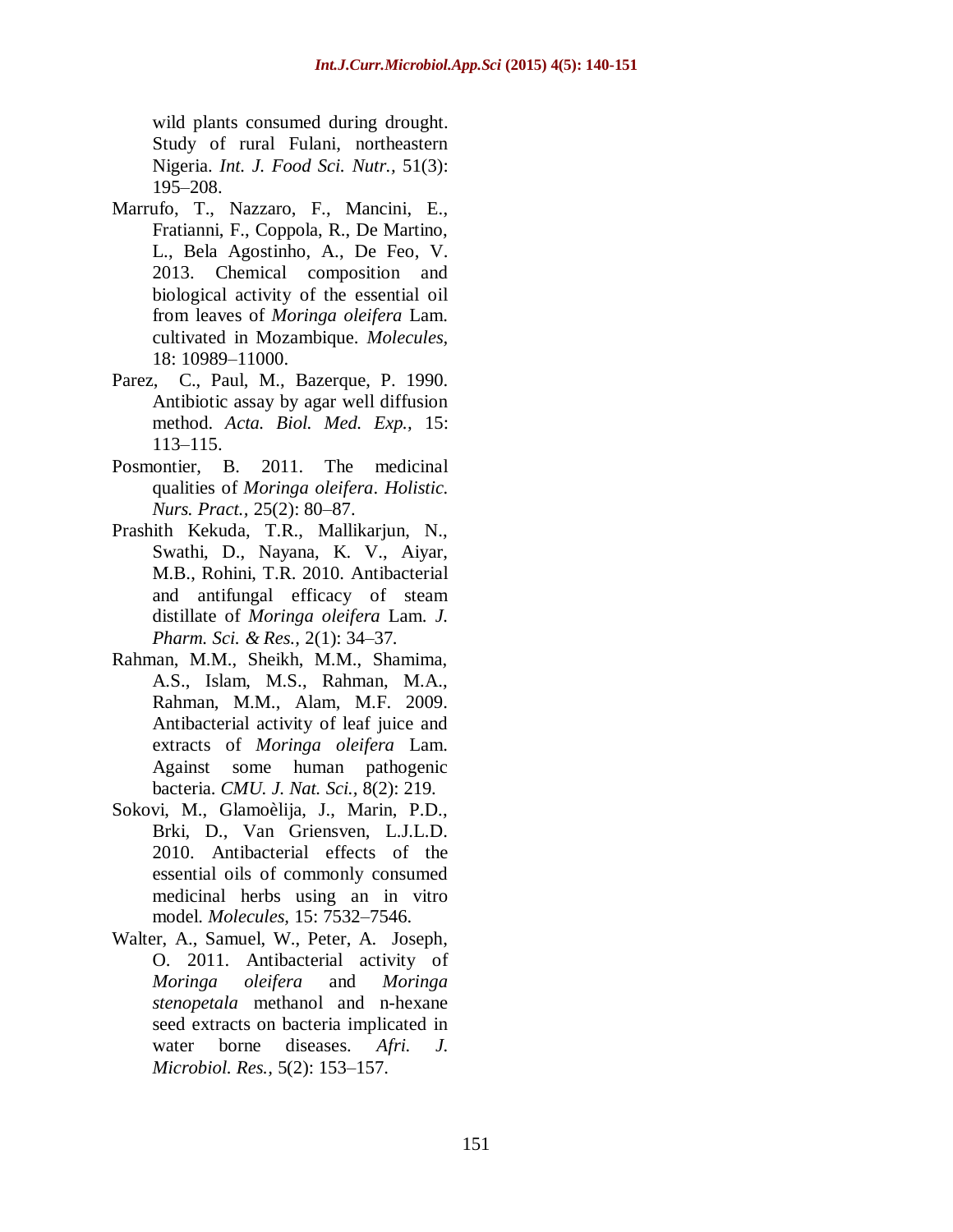wild plants consumed during drought. Study of rural Fulani, northeastern Nigeria. *Int. J. Food Sci. Nutr.,* 51(3): 195–208.

Marrufo, T., Nazzaro, F., Mancini, E., Fratianni, F., Coppola, R., De Martino, L., Bela Agostinho, A., De Feo, V. 2013. Chemical composition and biological activity of the essential oil from leaves of *Moringa oleifera* Lam. cultivated in Mozambique. *Molecules,* 18: 10989–11000.

Parez, C., Paul, M., Bazerque, P. 1990. Antibiotic assay by agar well diffusion method. *Acta. Biol. Med. Exp.,* 15: 113–115.

Posmontier, B. 2011. The medicinal qualities of *Moringa oleifera*. *Holistic. Nurs. Pract.,* 25(2): 80–87.

Prashith Kekuda, T.R., Mallikarjun, N., Swathi, D., Nayana, K. V., Aiyar, M.B., Rohini, T.R. 2010. Antibacterial and antifungal efficacy of steam distillate of *Moringa oleifera* Lam. *J. Pharm. Sci. & Res.,* 2(1): 34–37.

Rahman, M.M., Sheikh, M.M., Shamima, A.S., Islam, M.S., Rahman, M.A., Rahman, M.M., Alam, M.F. 2009. Antibacterial activity of leaf juice and extracts of *Moringa oleifera* Lam. Against some human pathogenic bacteria. *CMU. J. Nat. Sci.,* 8(2): 219.

Sokovi, M., Glamoèlija, J., Marin, P.D., Brki, D., Van Griensven, L.J.L.D. 2010. Antibacterial effects of the essential oils of commonly consumed medicinal herbs using an in vitro model. *Molecules,* 15: 7532–7546.

Walter, A., Samuel, W., Peter, A. Joseph, O. 2011. Antibacterial activity of *Moringa oleifera* and *Moringa stenopetala* methanol and n-hexane seed extracts on bacteria implicated in water borne diseases. *Afri. J. Microbiol. Res.,* 5(2): 153–157.